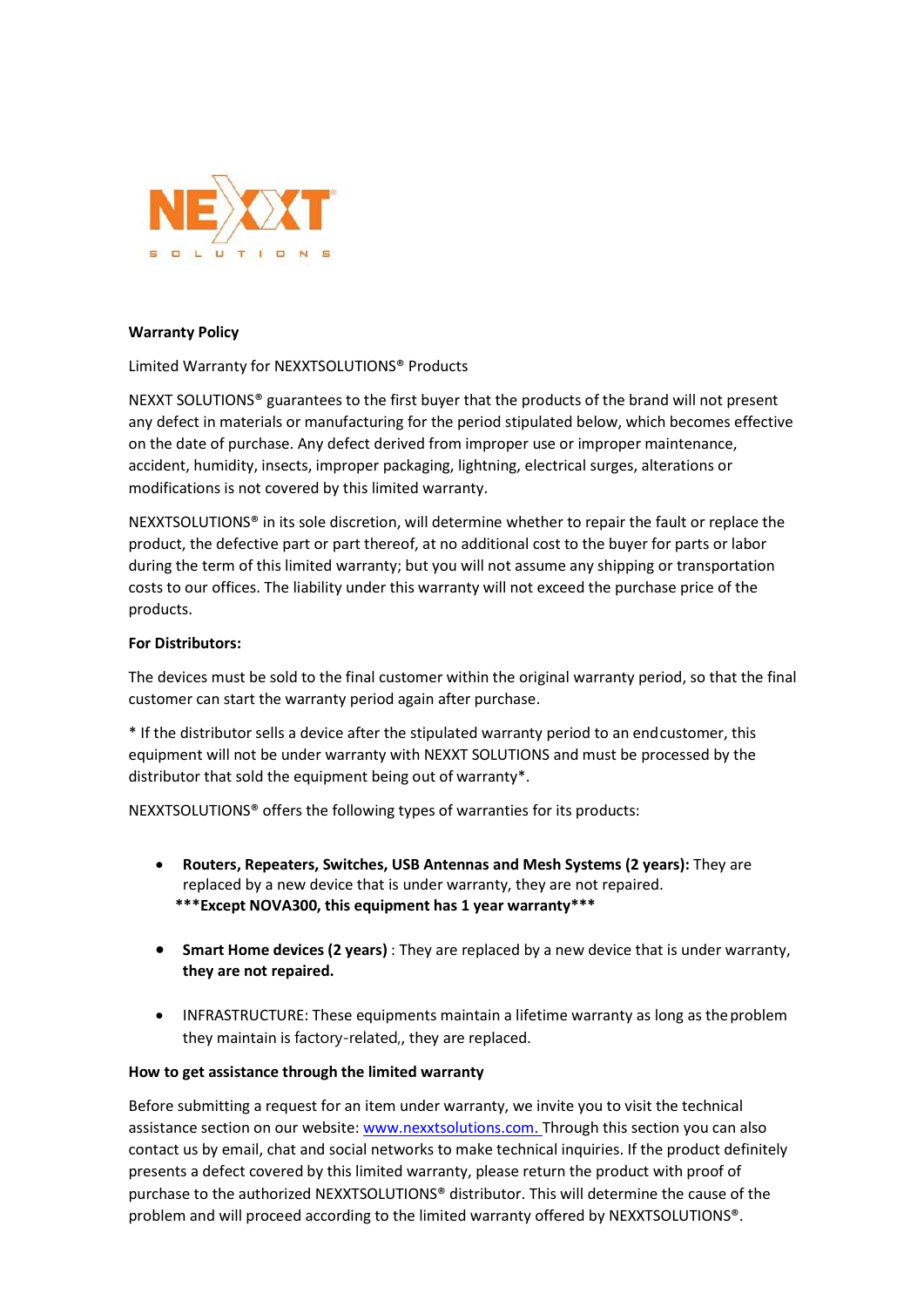NEXXT SOLUTIONS

**Warranty Policy**

Limited Warranty for NEXXTSOLUTIONS® Products

NEXXT SOLUTIONS® guarantees to the first buyer that the products of the brand will not present any defect in materials or manufacturing for the period stipulated below, which becomes effective on the date of purchase. Any defect derived from improper use or improper maintenance, accident, humidity, insects, improper packaging, lightning, electrical surges, alterations or modifications is not covered by this limited warranty.

NEXXTSOLUTIONS® in its sole discretion, will determine whether to repair the fault or replace the product, the defective part or part thereof, at no additional cost to the buyer for parts or labor during the term of this limited warranty; but you will not assume any shipping or transportation costs to our offices. The liability under this warranty will not exceed the purchase price of the products.

**For Distributors:**

The devices must be sold to the final customer within the original warranty period, so that the final customer can start the warranty period again after purchase.

* If the distributor sells a device after the stipulated warranty period to an endcustomer, this equipment will not be under warranty with NEXXT SOLUTIONS and must be processed by the distributor that sold the equipment being out of warranty*.

NEXXTSOLUTIONS® offers the following types of warranties for its products:

- **Routers, Repeaters, Switches, USB Antennas and Mesh Systems (2 years):** They are replaced by a new device that is under warranty, they are not repaired.
  **\*\*\*Except NOVA300, this equipment has 1 year warranty\*\*\***

- **Smart Home devices (2 years)** : They are replaced by a new device that is under warranty, **they are not repaired.**

- INFRASTRUCTURE: These equipments maintain a lifetime warranty as long as the problem they maintain is factory-related,, they are replaced.

**How to get assistance through the limited warranty**

Before submitting a request for an item under warranty, we invite you to visit the technical assistance section on our website: [www.nexxtsolutions.com.](www.nexxtsolutions.com) Through this section you can also contact us by email, chat and social networks to make technical inquiries. If the product definitely presents a defect covered by this limited warranty, please return the product with proof of purchase to the authorized NEXXTSOLUTIONS® distributor. This will determine the cause of the problem and will proceed according to the limited warranty offered by NEXXTSOLUTIONS®.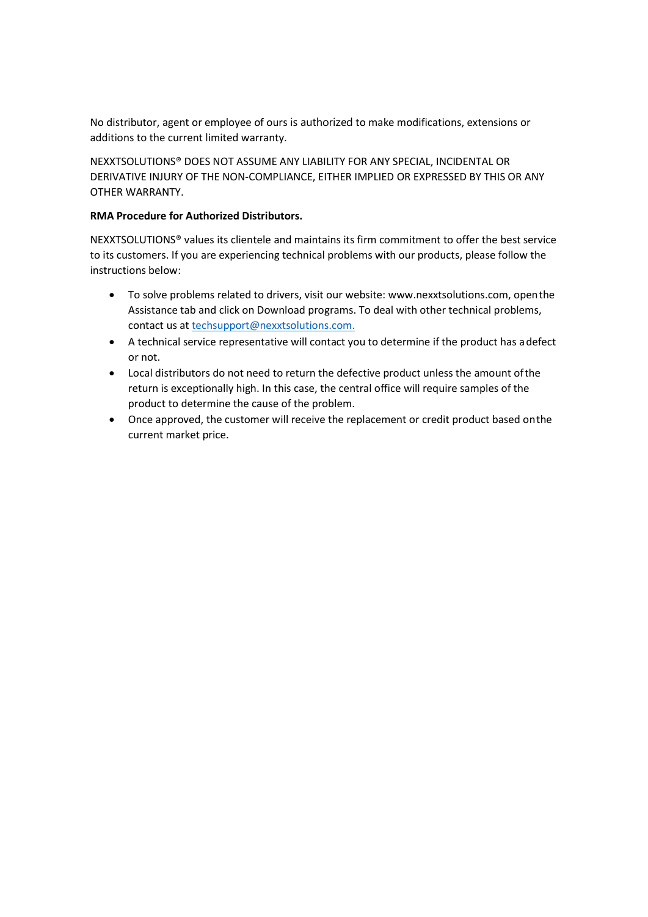No distributor, agent or employee of ours is authorized to make modifications, extensions or additions to the current limited warranty.

NEXXTSOLUTIONS® DOES NOT ASSUME ANY LIABILITY FOR ANY SPECIAL, INCIDENTAL OR DERIVATIVE INJURY OF THE NON-COMPLIANCE, EITHER IMPLIED OR EXPRESSED BY THIS OR ANY OTHER WARRANTY.

**RMA Procedure for Authorized Distributors.**

NEXXTSOLUTIONS® values its clientele and maintains its firm commitment to offer the best service to its customers. If you are experiencing technical problems with our products, please follow the instructions below:

- To solve problems related to drivers, visit our website: www.nexxtsolutions.com, open the Assistance tab and click on Download programs. To deal with other technical problems, contact us at techsupport@nexxtsolutions.com.
- A technical service representative will contact you to determine if the product has a defect or not.
- Local distributors do not need to return the defective product unless the amount of the return is exceptionally high. In this case, the central office will require samples of the product to determine the cause of the problem.
- Once approved, the customer will receive the replacement or credit product based on the current market price.